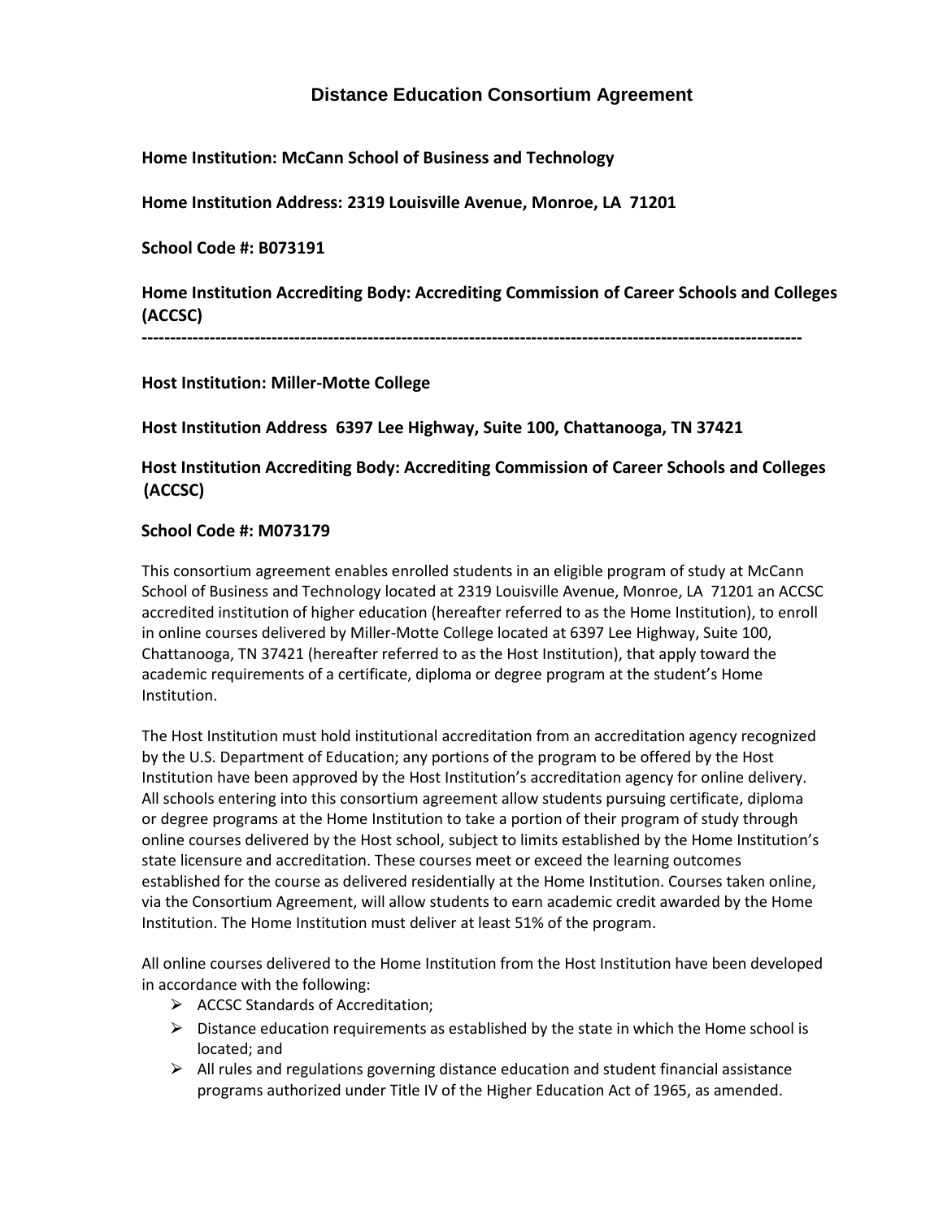# Distance Education Consortium Agreement

**Home Institution: McCann School of Business and Technology**

**Home Institution Address: 2319 Louisville Avenue, Monroe, LA 71201**

**School Code #: B073191**

**Home Institution Accrediting Body: Accrediting Commission of Career Schools and Colleges (ACCSC)**

---

**Host Institution: Miller-Motte College**

**Host Institution Address 6397 Lee Highway, Suite 100, Chattanooga, TN 37421**

**Host Institution Accrediting Body: Accrediting Commission of Career Schools and Colleges (ACCSC)**

**School Code #: M073179**

This consortium agreement enables enrolled students in an eligible program of study at McCann School of Business and Technology located at 2319 Louisville Avenue, Monroe, LA 71201 an ACCSC accredited institution of higher education (hereafter referred to as the Home Institution), to enroll in online courses delivered by Miller-Motte College located at 6397 Lee Highway, Suite 100, Chattanooga, TN 37421 (hereafter referred to as the Host Institution), that apply toward the academic requirements of a certificate, diploma or degree program at the student's Home Institution.

The Host Institution must hold institutional accreditation from an accreditation agency recognized by the U.S. Department of Education; any portions of the program to be offered by the Host Institution have been approved by the Host Institution's accreditation agency for online delivery. All schools entering into this consortium agreement allow students pursuing certificate, diploma or degree programs at the Home Institution to take a portion of their program of study through online courses delivered by the Host school, subject to limits established by the Home Institution's state licensure and accreditation. These courses meet or exceed the learning outcomes established for the course as delivered residentially at the Home Institution. Courses taken online, via the Consortium Agreement, will allow students to earn academic credit awarded by the Home Institution. The Home Institution must deliver at least 51% of the program.

All online courses delivered to the Home Institution from the Host Institution have been developed in accordance with the following:

- ACCSC Standards of Accreditation;
- Distance education requirements as established by the state in which the Home school is located; and
- All rules and regulations governing distance education and student financial assistance programs authorized under Title IV of the Higher Education Act of 1965, as amended.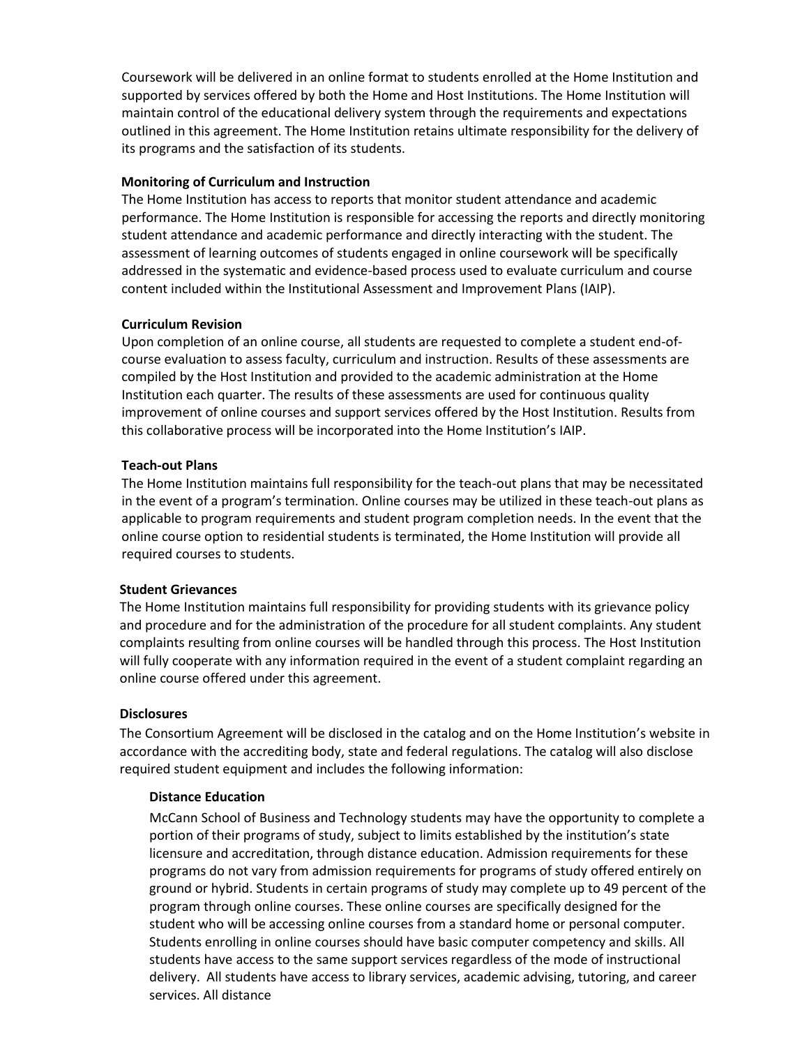Coursework will be delivered in an online format to students enrolled at the Home Institution and supported by services offered by both the Home and Host Institutions. The Home Institution will maintain control of the educational delivery system through the requirements and expectations outlined in this agreement. The Home Institution retains ultimate responsibility for the delivery of its programs and the satisfaction of its students.

**Monitoring of Curriculum and Instruction**

The Home Institution has access to reports that monitor student attendance and academic performance. The Home Institution is responsible for accessing the reports and directly monitoring student attendance and academic performance and directly interacting with the student. The assessment of learning outcomes of students engaged in online coursework will be specifically addressed in the systematic and evidence-based process used to evaluate curriculum and course content included within the Institutional Assessment and Improvement Plans (IAIP).

**Curriculum Revision**

Upon completion of an online course, all students are requested to complete a student end-of-course evaluation to assess faculty, curriculum and instruction. Results of these assessments are compiled by the Host Institution and provided to the academic administration at the Home Institution each quarter. The results of these assessments are used for continuous quality improvement of online courses and support services offered by the Host Institution. Results from this collaborative process will be incorporated into the Home Institution's IAIP.

**Teach-out Plans**

The Home Institution maintains full responsibility for the teach-out plans that may be necessitated in the event of a program's termination. Online courses may be utilized in these teach-out plans as applicable to program requirements and student program completion needs. In the event that the online course option to residential students is terminated, the Home Institution will provide all required courses to students.

**Student Grievances**

The Home Institution maintains full responsibility for providing students with its grievance policy and procedure and for the administration of the procedure for all student complaints. Any student complaints resulting from online courses will be handled through this process. The Host Institution will fully cooperate with any information required in the event of a student complaint regarding an online course offered under this agreement.

**Disclosures**

The Consortium Agreement will be disclosed in the catalog and on the Home Institution's website in accordance with the accrediting body, state and federal regulations. The catalog will also disclose required student equipment and includes the following information:

**Distance Education**

McCann School of Business and Technology students may have the opportunity to complete a portion of their programs of study, subject to limits established by the institution's state licensure and accreditation, through distance education. Admission requirements for these programs do not vary from admission requirements for programs of study offered entirely on ground or hybrid. Students in certain programs of study may complete up to 49 percent of the program through online courses. These online courses are specifically designed for the student who will be accessing online courses from a standard home or personal computer. Students enrolling in online courses should have basic computer competency and skills. All students have access to the same support services regardless of the mode of instructional delivery. All students have access to library services, academic advising, tutoring, and career services. All distance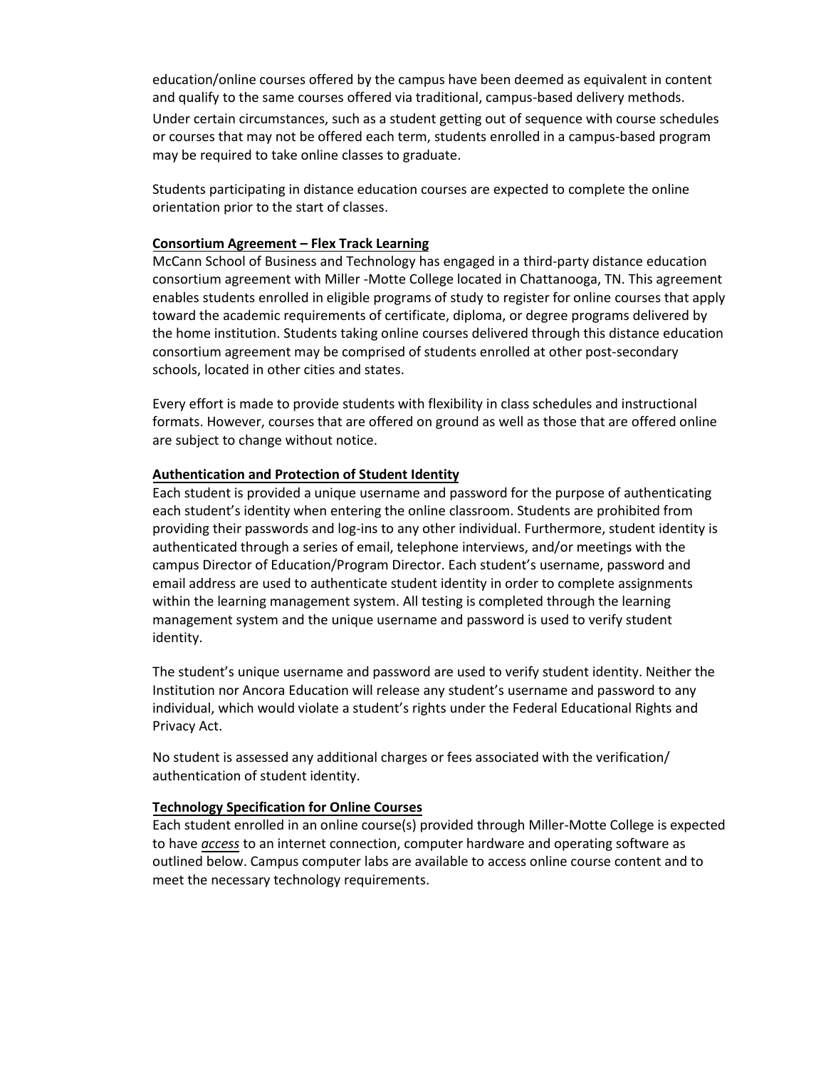education/online courses offered by the campus have been deemed as equivalent in content and qualify to the same courses offered via traditional, campus-based delivery methods. Under certain circumstances, such as a student getting out of sequence with course schedules or courses that may not be offered each term, students enrolled in a campus-based program may be required to take online classes to graduate.

Students participating in distance education courses are expected to complete the online orientation prior to the start of classes.

**Consortium Agreement – Flex Track Learning**

McCann School of Business and Technology has engaged in a third-party distance education consortium agreement with Miller -Motte College located in Chattanooga, TN. This agreement enables students enrolled in eligible programs of study to register for online courses that apply toward the academic requirements of certificate, diploma, or degree programs delivered by the home institution. Students taking online courses delivered through this distance education consortium agreement may be comprised of students enrolled at other post-secondary schools, located in other cities and states.

Every effort is made to provide students with flexibility in class schedules and instructional formats. However, courses that are offered on ground as well as those that are offered online are subject to change without notice.

**Authentication and Protection of Student Identity**

Each student is provided a unique username and password for the purpose of authenticating each student's identity when entering the online classroom. Students are prohibited from providing their passwords and log-ins to any other individual. Furthermore, student identity is authenticated through a series of email, telephone interviews, and/or meetings with the campus Director of Education/Program Director. Each student's username, password and email address are used to authenticate student identity in order to complete assignments within the learning management system. All testing is completed through the learning management system and the unique username and password is used to verify student identity.

The student's unique username and password are used to verify student identity. Neither the Institution nor Ancora Education will release any student's username and password to any individual, which would violate a student's rights under the Federal Educational Rights and Privacy Act.

No student is assessed any additional charges or fees associated with the verification/ authentication of student identity.

**Technology Specification for Online Courses**

Each student enrolled in an online course(s) provided through Miller-Motte College is expected to have ***access*** to an internet connection, computer hardware and operating software as outlined below. Campus computer labs are available to access online course content and to meet the necessary technology requirements.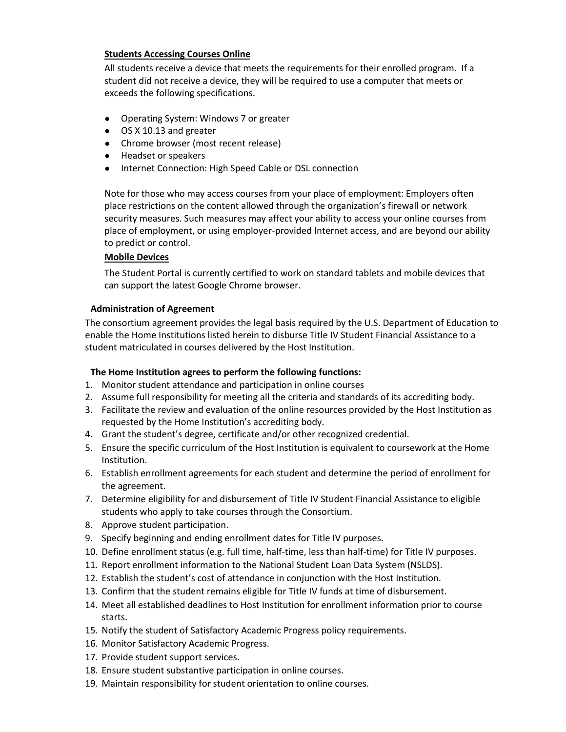**Students Accessing Courses Online**

All students receive a device that meets the requirements for their enrolled program. If a student did not receive a device, they will be required to use a computer that meets or exceeds the following specifications.

- Operating System: Windows 7 or greater
- OS X 10.13 and greater
- Chrome browser (most recent release)
- Headset or speakers
- Internet Connection: High Speed Cable or DSL connection

Note for those who may access courses from your place of employment: Employers often place restrictions on the content allowed through the organization's firewall or network security measures. Such measures may affect your ability to access your online courses from place of employment, or using employer-provided Internet access, and are beyond our ability to predict or control.

**Mobile Devices**

The Student Portal is currently certified to work on standard tablets and mobile devices that can support the latest Google Chrome browser.

**Administration of Agreement**

The consortium agreement provides the legal basis required by the U.S. Department of Education to enable the Home Institutions listed herein to disburse Title IV Student Financial Assistance to a student matriculated in courses delivered by the Host Institution.

**The Home Institution agrees to perform the following functions:**

1. Monitor student attendance and participation in online courses
2. Assume full responsibility for meeting all the criteria and standards of its accrediting body.
3. Facilitate the review and evaluation of the online resources provided by the Host Institution as requested by the Home Institution's accrediting body.
4. Grant the student's degree, certificate and/or other recognized credential.
5. Ensure the specific curriculum of the Host Institution is equivalent to coursework at the Home Institution.
6. Establish enrollment agreements for each student and determine the period of enrollment for the agreement.
7. Determine eligibility for and disbursement of Title IV Student Financial Assistance to eligible students who apply to take courses through the Consortium.
8. Approve student participation.
9. Specify beginning and ending enrollment dates for Title IV purposes.
10. Define enrollment status (e.g. full time, half-time, less than half-time) for Title IV purposes.
11. Report enrollment information to the National Student Loan Data System (NSLDS).
12. Establish the student's cost of attendance in conjunction with the Host Institution.
13. Confirm that the student remains eligible for Title IV funds at time of disbursement.
14. Meet all established deadlines to Host Institution for enrollment information prior to course starts.
15. Notify the student of Satisfactory Academic Progress policy requirements.
16. Monitor Satisfactory Academic Progress.
17. Provide student support services.
18. Ensure student substantive participation in online courses.
19. Maintain responsibility for student orientation to online courses.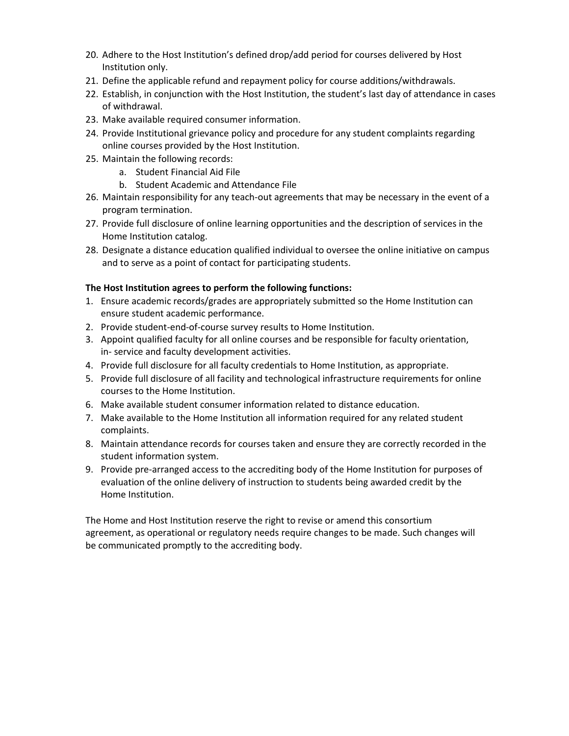20. Adhere to the Host Institution's defined drop/add period for courses delivered by Host Institution only.
21. Define the applicable refund and repayment policy for course additions/withdrawals.
22. Establish, in conjunction with the Host Institution, the student's last day of attendance in cases of withdrawal.
23. Make available required consumer information.
24. Provide Institutional grievance policy and procedure for any student complaints regarding online courses provided by the Host Institution.
25. Maintain the following records:
    a. Student Financial Aid File
    b. Student Academic and Attendance File
26. Maintain responsibility for any teach-out agreements that may be necessary in the event of a program termination.
27. Provide full disclosure of online learning opportunities and the description of services in the Home Institution catalog.
28. Designate a distance education qualified individual to oversee the online initiative on campus and to serve as a point of contact for participating students.

**The Host Institution agrees to perform the following functions:**

1. Ensure academic records/grades are appropriately submitted so the Home Institution can ensure student academic performance.
2. Provide student-end-of-course survey results to Home Institution.
3. Appoint qualified faculty for all online courses and be responsible for faculty orientation, in- service and faculty development activities.
4. Provide full disclosure for all faculty credentials to Home Institution, as appropriate.
5. Provide full disclosure of all facility and technological infrastructure requirements for online courses to the Home Institution.
6. Make available student consumer information related to distance education.
7. Make available to the Home Institution all information required for any related student complaints.
8. Maintain attendance records for courses taken and ensure they are correctly recorded in the student information system.
9. Provide pre-arranged access to the accrediting body of the Home Institution for purposes of evaluation of the online delivery of instruction to students being awarded credit by the Home Institution.

The Home and Host Institution reserve the right to revise or amend this consortium agreement, as operational or regulatory needs require changes to be made. Such changes will be communicated promptly to the accrediting body.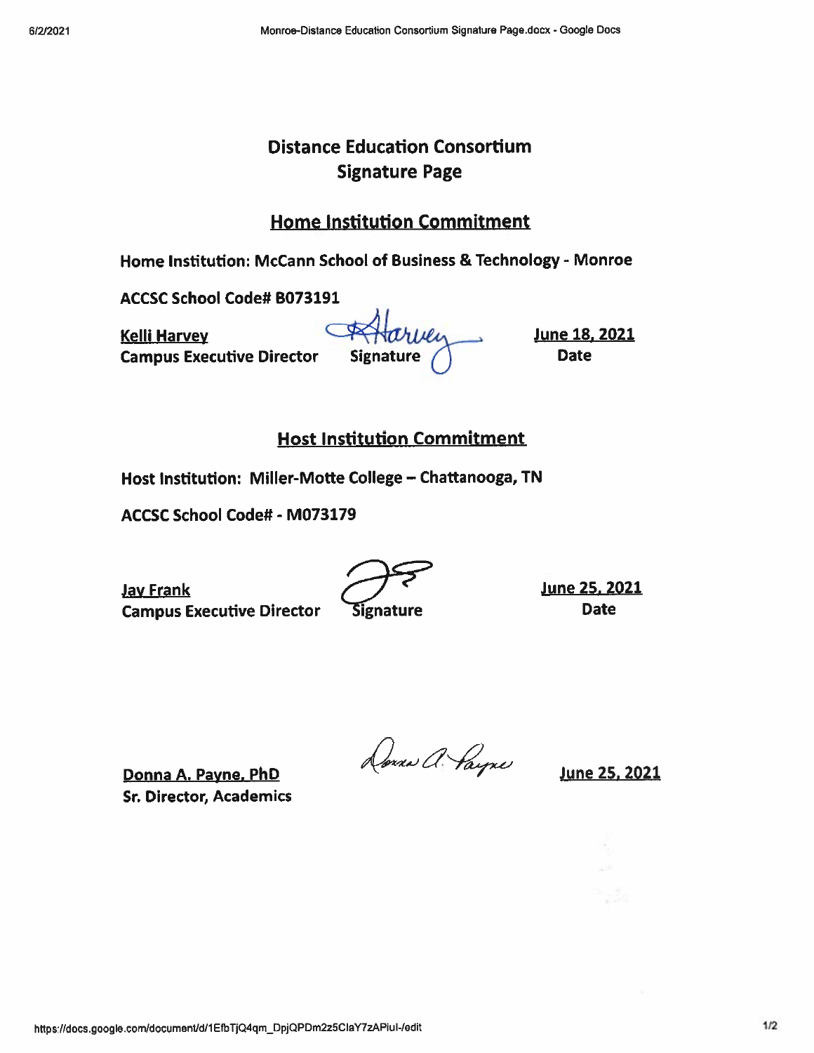# Distance Education Consortium Signature Page

## Home Institution Commitment

**Home Institution: McCann School of Business & Technology - Monroe**

**ACCSC School Code# B073191**

| | | |
|---|---|---|
| **Kelli Harvey** | | **June 18, 2021** |
| **Campus Executive Director** | **Signature** | **Date** |

## Host Institution Commitment

**Host Institution: Miller-Motte College – Chattanooga, TN**

**ACCSC School Code# - M073179**

| | | |
|---|---|---|
| **Jay Frank** | | **June 25, 2021** |
| **Campus Executive Director** | **Signature** | **Date** |

| | | |
|---|---|---|
| **Donna A. Payne, PhD** | | **June 25, 2021** |
| **Sr. Director, Academics** | | |